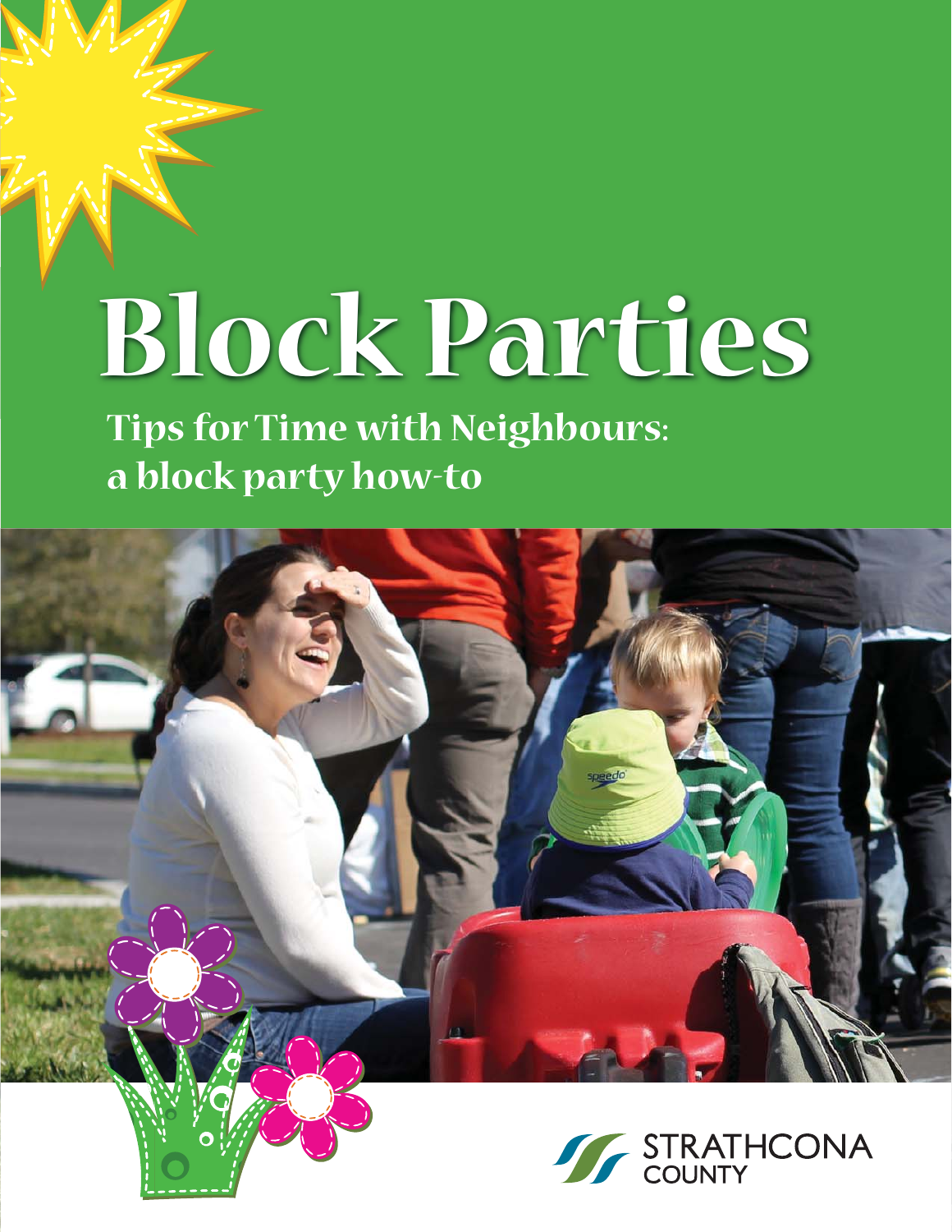# Block Parties

## Tips for Time with Neighbours: a block party how-to

STRATHCONA COUNTY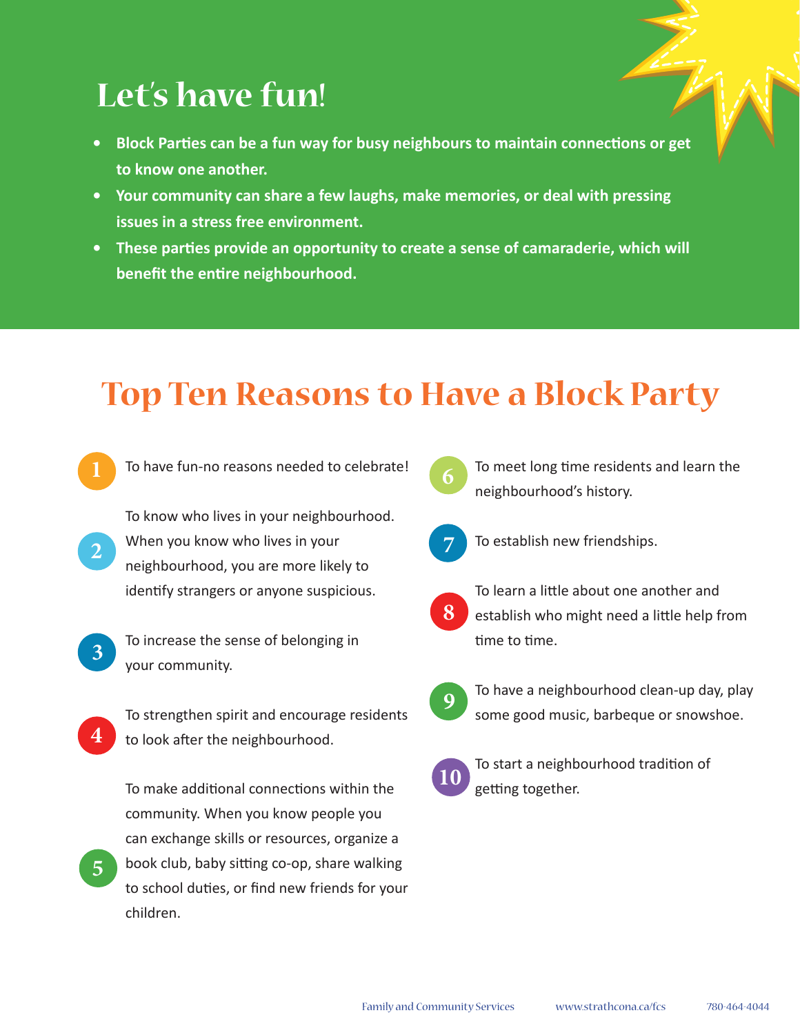# Let's have fun!

- **Block Parties can be a fun way for busy neighbours to maintain connections or get to know one another.**
- **Your community can share a few laughs, make memories, or deal with pressing issues in a stress free environment.**
- **These parties provide an opportunity to create a sense of camaraderie, which will benefit the entire neighbourhood.**

## Top Ten Reasons to Have a Block Party

1. To have fun-no reasons needed to celebrate!
2. To know who lives in your neighbourhood. When you know who lives in your neighbourhood, you are more likely to identify strangers or anyone suspicious.
3. To increase the sense of belonging in your community.
4. To strengthen spirit and encourage residents to look after the neighbourhood.
5. To make additional connections within the community. When you know people you can exchange skills or resources, organize a book club, baby sitting co-op, share walking to school duties, or find new friends for your children.
6. To meet long time residents and learn the neighbourhood's history.
7. To establish new friendships.
8. To learn a little about one another and establish who might need a little help from time to time.
9. To have a neighbourhood clean-up day, play some good music, barbeque or snowshoe.
10. To start a neighbourhood tradition of getting together.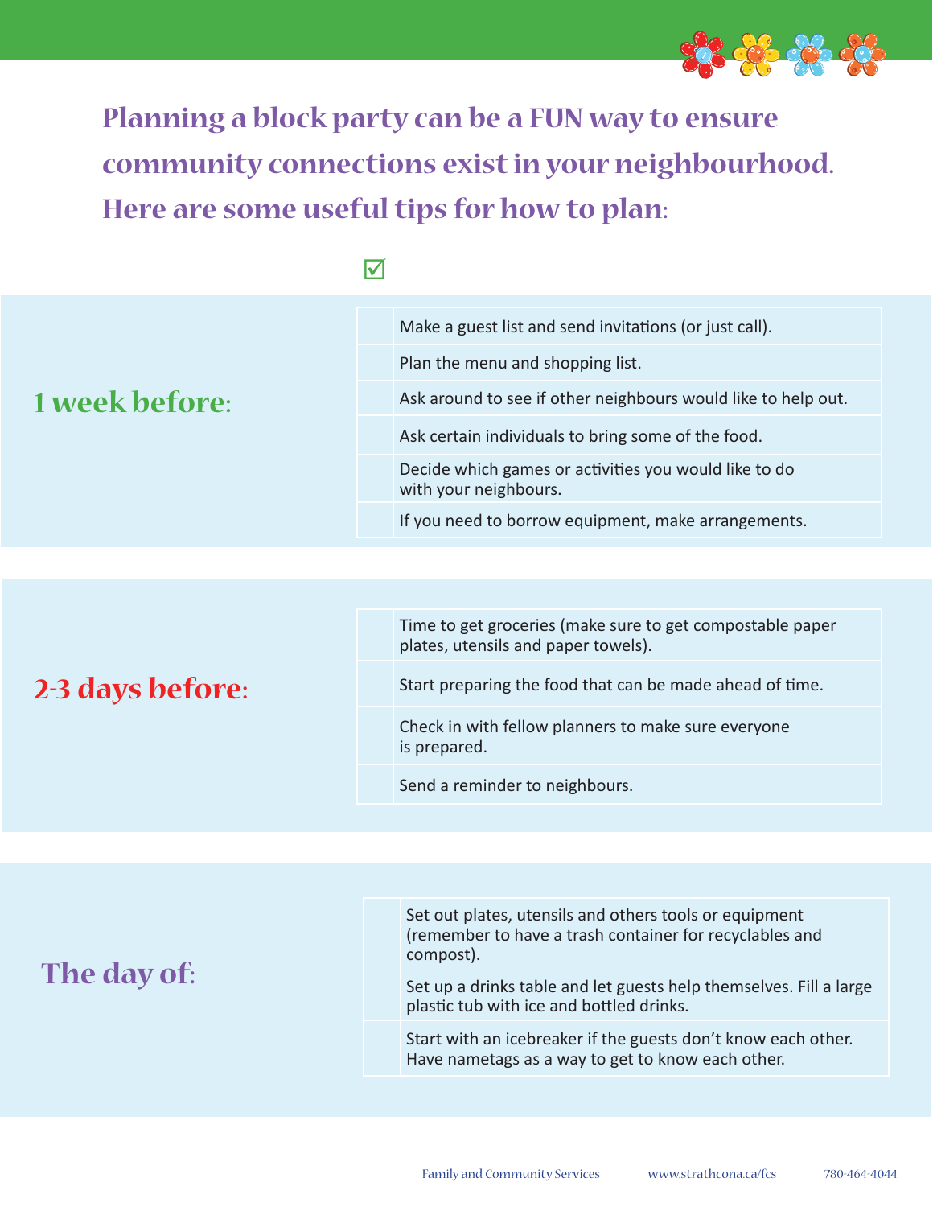**Planning a block party can be a FUN way to ensure community connections exist in your neighbourhood. Here are some useful tips for how to plan:**

## 1 week before:

| ☑ | |
|---|---|
| | Make a guest list and send invitations (or just call). |
| | Plan the menu and shopping list. |
| | Ask around to see if other neighbours would like to help out. |
| | Ask certain individuals to bring some of the food. |
| | Decide which games or activities you would like to do with your neighbours. |
| | If you need to borrow equipment, make arrangements. |

## 2-3 days before:

| ☑ | |
|---|---|
| | Time to get groceries (make sure to get compostable paper plates, utensils and paper towels). |
| | Start preparing the food that can be made ahead of time. |
| | Check in with fellow planners to make sure everyone is prepared. |
| | Send a reminder to neighbours. |

## The day of:

| ☑ | |
|---|---|
| | Set out plates, utensils and others tools or equipment (remember to have a trash container for recyclables and compost). |
| | Set up a drinks table and let guests help themselves. Fill a large plastic tub with ice and bottled drinks. |
| | Start with an icebreaker if the guests don't know each other. Have nametags as a way to get to know each other. |

Family and Community Services www.strathcona.ca/fcs 780-464-4044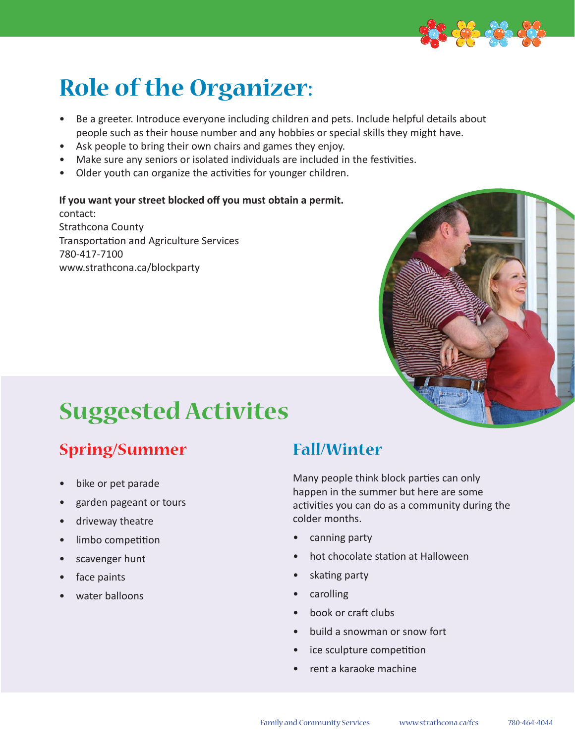# Role of the Organizer:

- Be a greeter. Introduce everyone including children and pets. Include helpful details about people such as their house number and any hobbies or special skills they might have.
- Ask people to bring their own chairs and games they enjoy.
- Make sure any seniors or isolated individuals are included in the festivities.
- Older youth can organize the activities for younger children.

**If you want your street blocked off you must obtain a permit.**
contact:
Strathcona County
Transportation and Agriculture Services
780-417-7100
www.strathcona.ca/blockparty

# Suggested Activites

## Spring/Summer

- bike or pet parade
- garden pageant or tours
- driveway theatre
- limbo competition
- scavenger hunt
- face paints
- water balloons

## Fall/Winter

Many people think block parties can only happen in the summer but here are some activities you can do as a community during the colder months.

- canning party
- hot chocolate station at Halloween
- skating party
- carolling
- book or craft clubs
- build a snowman or snow fort
- ice sculpture competition
- rent a karaoke machine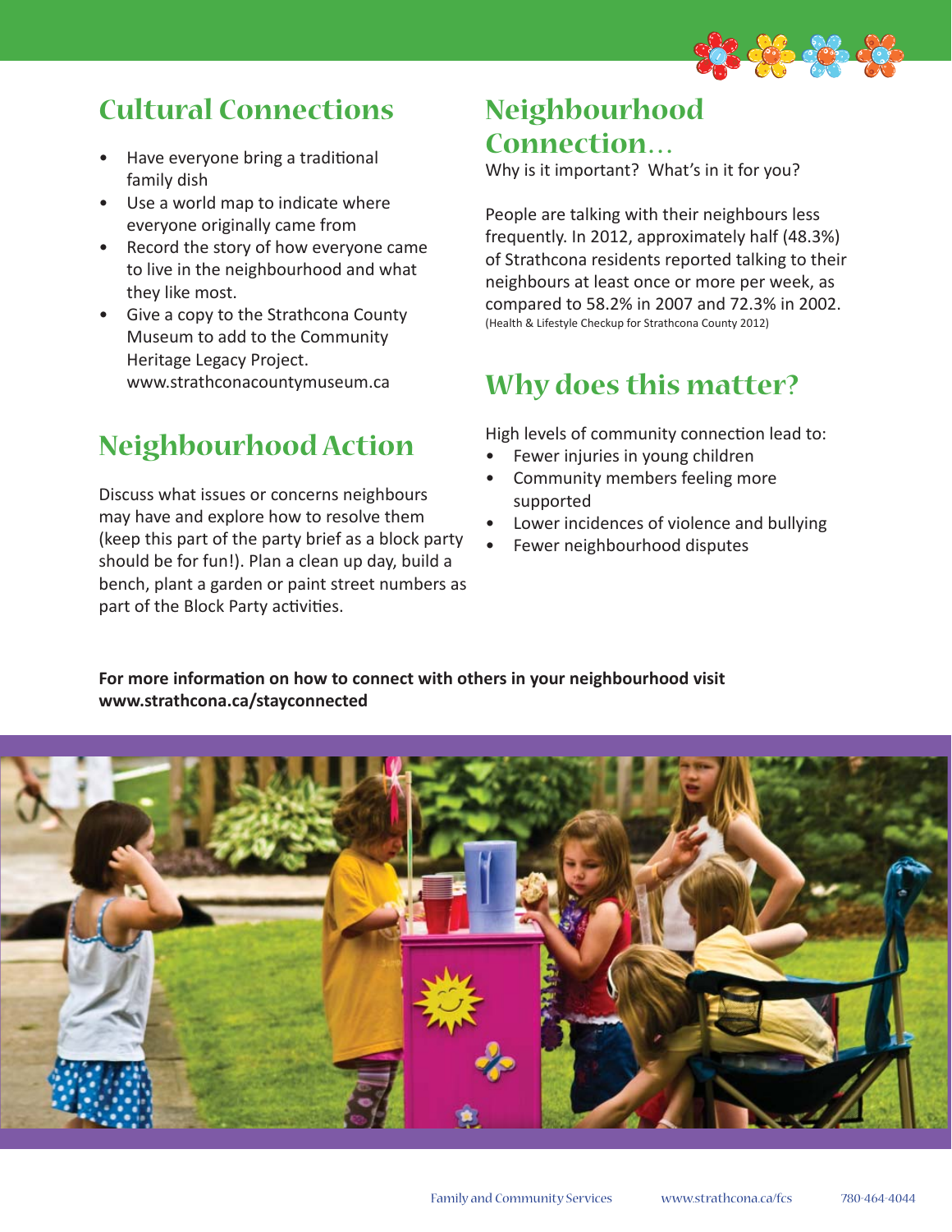## Cultural Connections

- Have everyone bring a traditional family dish
- Use a world map to indicate where everyone originally came from
- Record the story of how everyone came to live in the neighbourhood and what they like most.
- Give a copy to the Strathcona County Museum to add to the Community Heritage Legacy Project. www.strathconacountymuseum.ca

## Neighbourhood Action

Discuss what issues or concerns neighbours may have and explore how to resolve them (keep this part of the party brief as a block party should be for fun!). Plan a clean up day, build a bench, plant a garden or paint street numbers as part of the Block Party activities.

## Neighbourhood Connection…

Why is it important? What's in it for you?

People are talking with their neighbours less frequently. In 2012, approximately half (48.3%) of Strathcona residents reported talking to their neighbours at least once or more per week, as compared to 58.2% in 2007 and 72.3% in 2002.
(Health & Lifestyle Checkup for Strathcona County 2012)

## Why does this matter?

High levels of community connection lead to:

- Fewer injuries in young children
- Community members feeling more supported
- Lower incidences of violence and bullying
- Fewer neighbourhood disputes

**For more information on how to connect with others in your neighbourhood visit www.strathcona.ca/stayconnected**

Family and Community Services www.strathcona.ca/fcs 780-464-4044